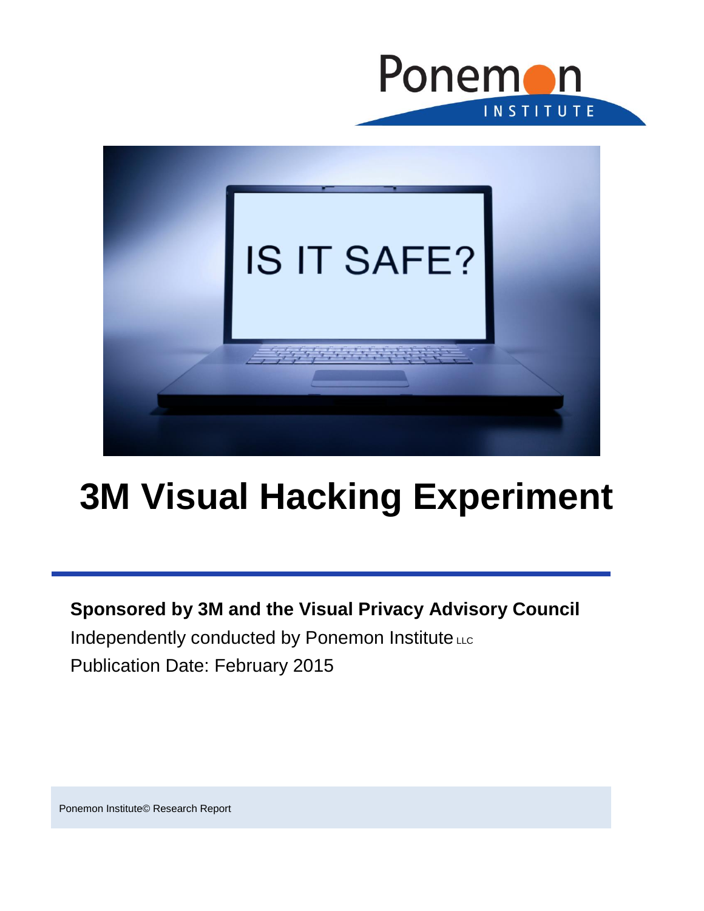# 3M Visual Hacking Experiment

**Sponsored by 3M and the Visual Privacy Advisory Council**

Independently conducted by Ponemon Institute LLC

Publication Date: February 2015

Ponemon Institute© Research Report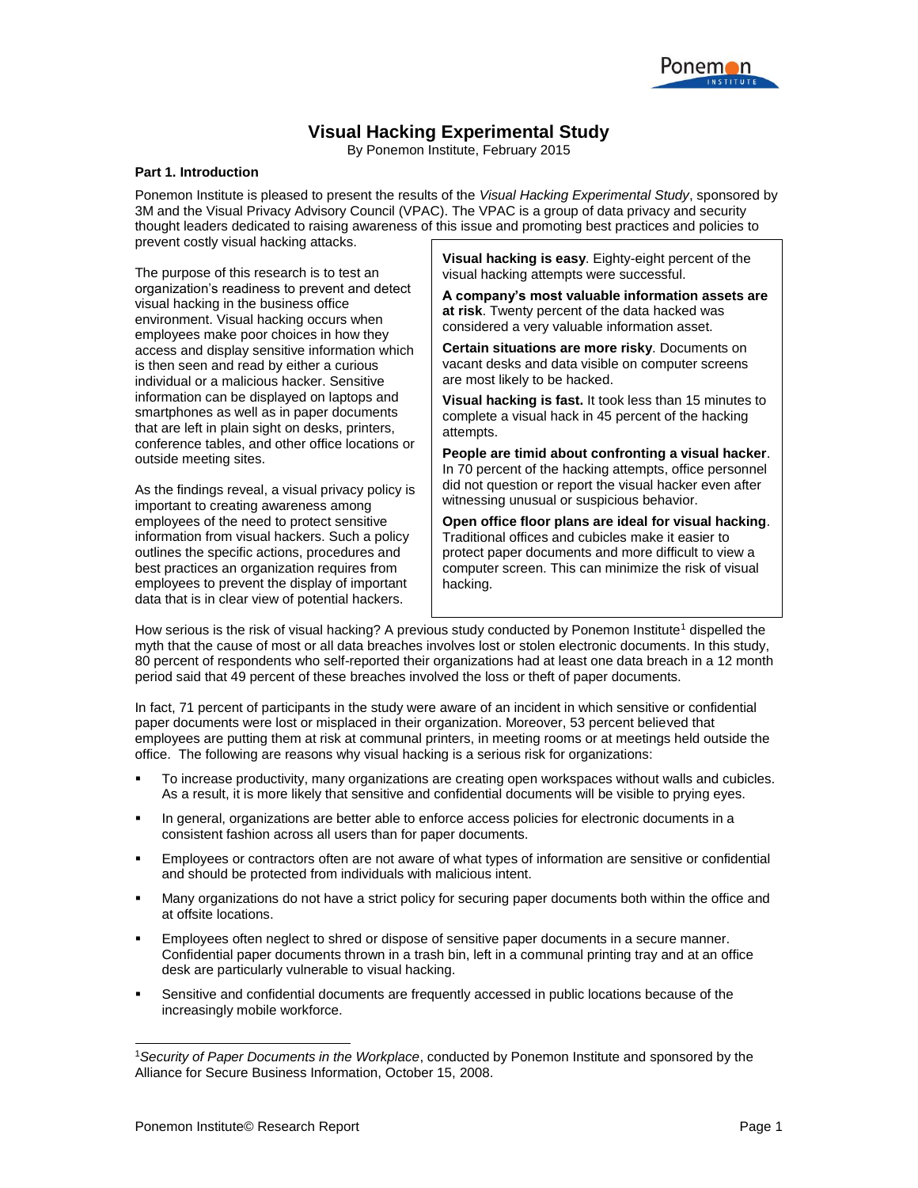# Visual Hacking Experimental Study

By Ponemon Institute, February 2015

**Part 1. Introduction**

Ponemon Institute is pleased to present the results of the *Visual Hacking Experimental Study*, sponsored by 3M and the Visual Privacy Advisory Council (VPAC). The VPAC is a group of data privacy and security thought leaders dedicated to raising awareness of this issue and promoting best practices and policies to prevent costly visual hacking attacks.

The purpose of this research is to test an organization's readiness to prevent and detect visual hacking in the business office environment. Visual hacking occurs when employees make poor choices in how they access and display sensitive information which is then seen and read by either a curious individual or a malicious hacker. Sensitive information can be displayed on laptops and smartphones as well as in paper documents that are left in plain sight on desks, printers, conference tables, and other office locations or outside meeting sites.

As the findings reveal, a visual privacy policy is important to creating awareness among employees of the need to protect sensitive information from visual hackers. Such a policy outlines the specific actions, procedures and best practices an organization requires from employees to prevent the display of important data that is in clear view of potential hackers.

**Visual hacking is easy**. Eighty-eight percent of the visual hacking attempts were successful.

**A company's most valuable information assets are at risk**. Twenty percent of the data hacked was considered a very valuable information asset.

**Certain situations are more risky**. Documents on vacant desks and data visible on computer screens are most likely to be hacked.

**Visual hacking is fast.** It took less than 15 minutes to complete a visual hack in 45 percent of the hacking attempts.

**People are timid about confronting a visual hacker**. In 70 percent of the hacking attempts, office personnel did not question or report the visual hacker even after witnessing unusual or suspicious behavior.

**Open office floor plans are ideal for visual hacking**. Traditional offices and cubicles make it easier to protect paper documents and more difficult to view a computer screen. This can minimize the risk of visual hacking.

How serious is the risk of visual hacking? A previous study conducted by Ponemon Institute[1] dispelled the myth that the cause of most or all data breaches involves lost or stolen electronic documents. In this study, 80 percent of respondents who self-reported their organizations had at least one data breach in a 12 month period said that 49 percent of these breaches involved the loss or theft of paper documents.

In fact, 71 percent of participants in the study were aware of an incident in which sensitive or confidential paper documents were lost or misplaced in their organization. Moreover, 53 percent believed that employees are putting them at risk at communal printers, in meeting rooms or at meetings held outside the office. The following are reasons why visual hacking is a serious risk for organizations:

- To increase productivity, many organizations are creating open workspaces without walls and cubicles. As a result, it is more likely that sensitive and confidential documents will be visible to prying eyes.
- In general, organizations are better able to enforce access policies for electronic documents in a consistent fashion across all users than for paper documents.
- Employees or contractors often are not aware of what types of information are sensitive or confidential and should be protected from individuals with malicious intent.
- Many organizations do not have a strict policy for securing paper documents both within the office and at offsite locations.
- Employees often neglect to shred or dispose of sensitive paper documents in a secure manner. Confidential paper documents thrown in a trash bin, left in a communal printing tray and at an office desk are particularly vulnerable to visual hacking.
- Sensitive and confidential documents are frequently accessed in public locations because of the increasingly mobile workforce.

[1] *Security of Paper Documents in the Workplace*, conducted by Ponemon Institute and sponsored by the Alliance for Secure Business Information, October 15, 2008.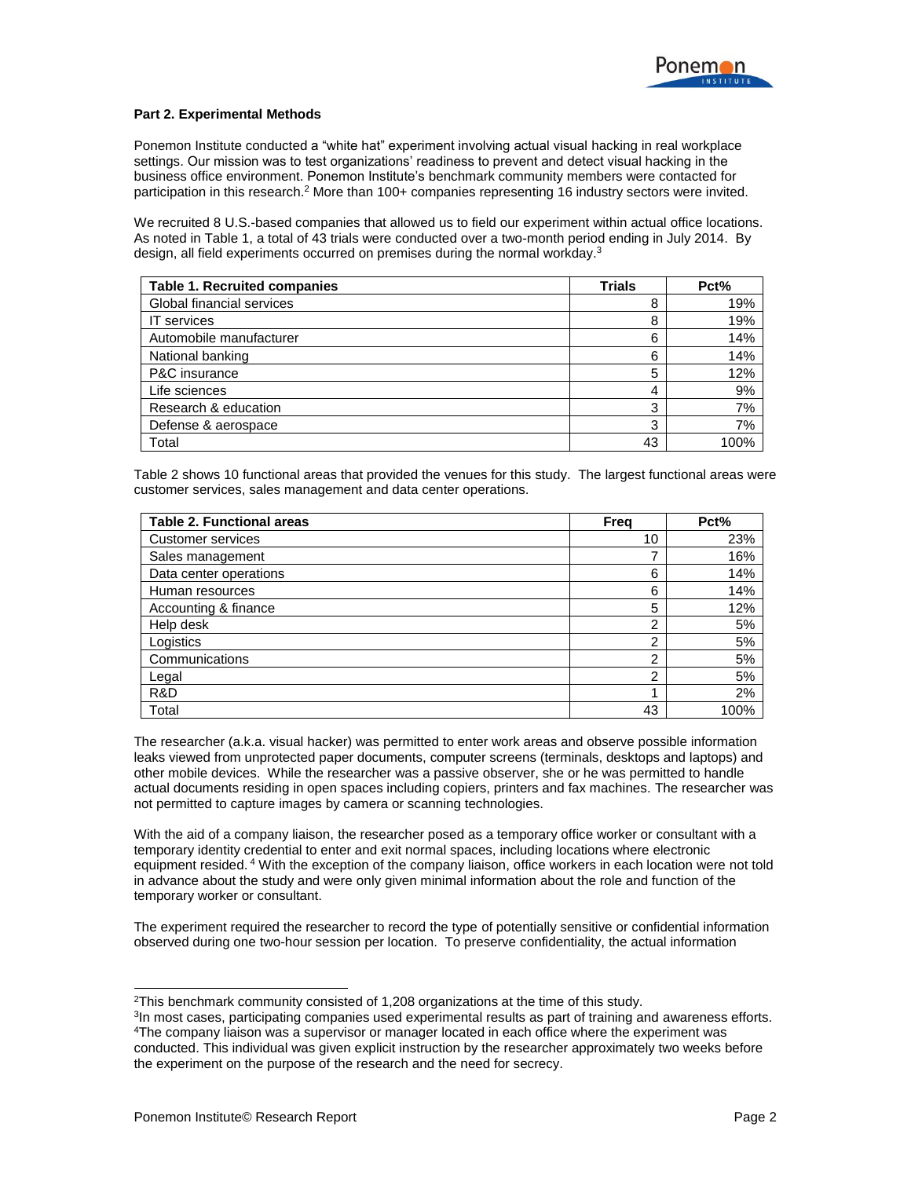## Part 2. Experimental Methods

Ponemon Institute conducted a "white hat" experiment involving actual visual hacking in real workplace settings. Our mission was to test organizations' readiness to prevent and detect visual hacking in the business office environment. Ponemon Institute's benchmark community members were contacted for participation in this research.[2] More than 100+ companies representing 16 industry sectors were invited.

We recruited 8 U.S.-based companies that allowed us to field our experiment within actual office locations. As noted in Table 1, a total of 43 trials were conducted over a two-month period ending in July 2014. By design, all field experiments occurred on premises during the normal workday.[3]

| Table 1. Recruited companies | Trials | Pct% |
|---|---|---|
| Global financial services | 8 | 19% |
| IT services | 8 | 19% |
| Automobile manufacturer | 6 | 14% |
| National banking | 6 | 14% |
| P&C insurance | 5 | 12% |
| Life sciences | 4 | 9% |
| Research & education | 3 | 7% |
| Defense & aerospace | 3 | 7% |
| Total | 43 | 100% |

Table 2 shows 10 functional areas that provided the venues for this study. The largest functional areas were customer services, sales management and data center operations.

| Table 2. Functional areas | Freq | Pct% |
|---|---|---|
| Customer services | 10 | 23% |
| Sales management | 7 | 16% |
| Data center operations | 6 | 14% |
| Human resources | 6 | 14% |
| Accounting & finance | 5 | 12% |
| Help desk | 2 | 5% |
| Logistics | 2 | 5% |
| Communications | 2 | 5% |
| Legal | 2 | 5% |
| R&D | 1 | 2% |
| Total | 43 | 100% |

The researcher (a.k.a. visual hacker) was permitted to enter work areas and observe possible information leaks viewed from unprotected paper documents, computer screens (terminals, desktops and laptops) and other mobile devices. While the researcher was a passive observer, she or he was permitted to handle actual documents residing in open spaces including copiers, printers and fax machines. The researcher was not permitted to capture images by camera or scanning technologies.

With the aid of a company liaison, the researcher posed as a temporary office worker or consultant with a temporary identity credential to enter and exit normal spaces, including locations where electronic equipment resided.[4] With the exception of the company liaison, office workers in each location were not told in advance about the study and were only given minimal information about the role and function of the temporary worker or consultant.

The experiment required the researcher to record the type of potentially sensitive or confidential information observed during one two-hour session per location. To preserve confidentiality, the actual information

[2]This benchmark community consisted of 1,208 organizations at the time of this study.

[3]In most cases, participating companies used experimental results as part of training and awareness efforts.

[4]The company liaison was a supervisor or manager located in each office where the experiment was conducted. This individual was given explicit instruction by the researcher approximately two weeks before the experiment on the purpose of the research and the need for secrecy.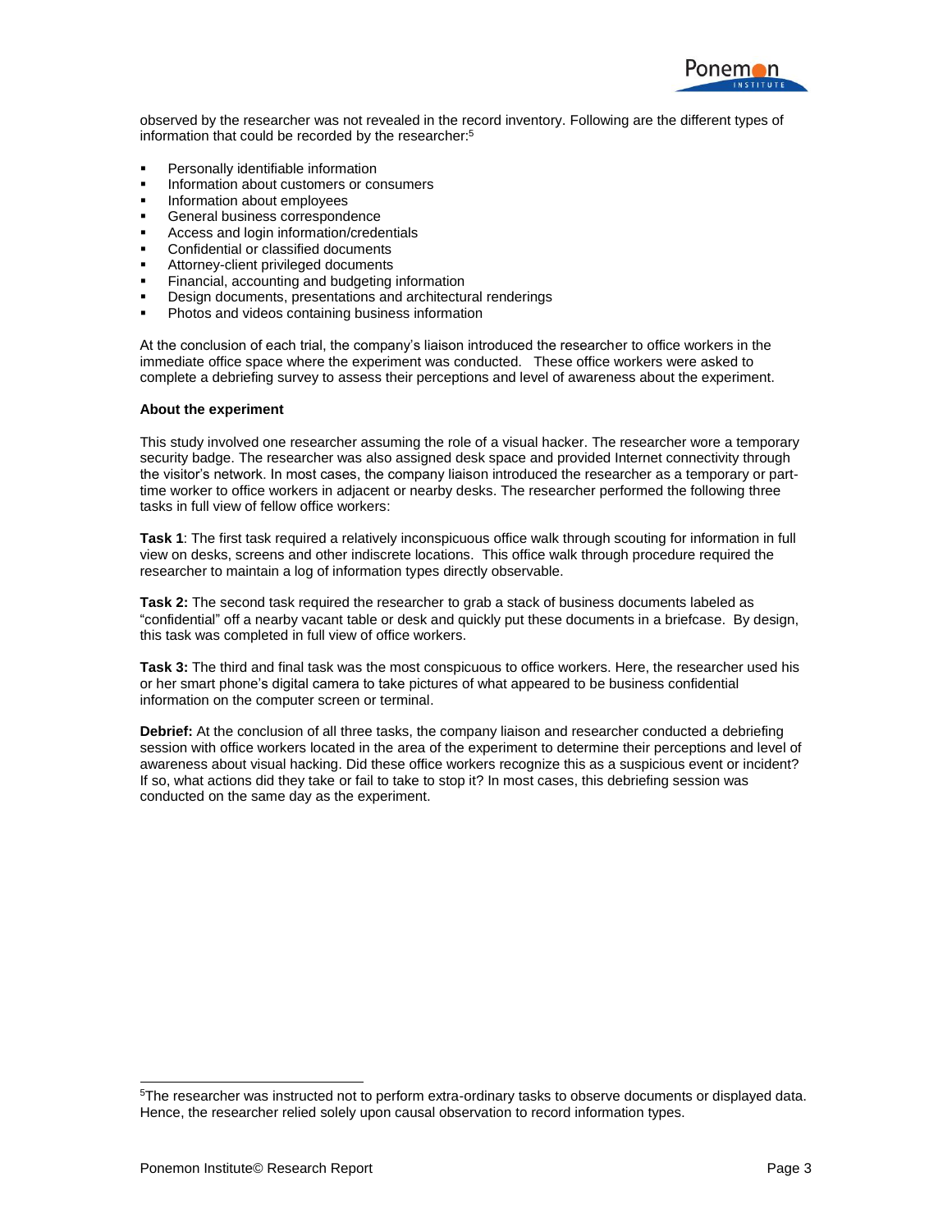observed by the researcher was not revealed in the record inventory. Following are the different types of information that could be recorded by the researcher:[5]

- Personally identifiable information
- Information about customers or consumers
- Information about employees
- General business correspondence
- Access and login information/credentials
- Confidential or classified documents
- Attorney-client privileged documents
- Financial, accounting and budgeting information
- Design documents, presentations and architectural renderings
- Photos and videos containing business information

At the conclusion of each trial, the company's liaison introduced the researcher to office workers in the immediate office space where the experiment was conducted. These office workers were asked to complete a debriefing survey to assess their perceptions and level of awareness about the experiment.

**About the experiment**

This study involved one researcher assuming the role of a visual hacker. The researcher wore a temporary security badge. The researcher was also assigned desk space and provided Internet connectivity through the visitor's network. In most cases, the company liaison introduced the researcher as a temporary or part-time worker to office workers in adjacent or nearby desks. The researcher performed the following three tasks in full view of fellow office workers:

**Task 1**: The first task required a relatively inconspicuous office walk through scouting for information in full view on desks, screens and other indiscrete locations. This office walk through procedure required the researcher to maintain a log of information types directly observable.

**Task 2:** The second task required the researcher to grab a stack of business documents labeled as "confidential" off a nearby vacant table or desk and quickly put these documents in a briefcase. By design, this task was completed in full view of office workers.

**Task 3:** The third and final task was the most conspicuous to office workers. Here, the researcher used his or her smart phone's digital camera to take pictures of what appeared to be business confidential information on the computer screen or terminal.

**Debrief:** At the conclusion of all three tasks, the company liaison and researcher conducted a debriefing session with office workers located in the area of the experiment to determine their perceptions and level of awareness about visual hacking. Did these office workers recognize this as a suspicious event or incident? If so, what actions did they take or fail to take to stop it? In most cases, this debriefing session was conducted on the same day as the experiment.

---

[5]The researcher was instructed not to perform extra-ordinary tasks to observe documents or displayed data. Hence, the researcher relied solely upon causal observation to record information types.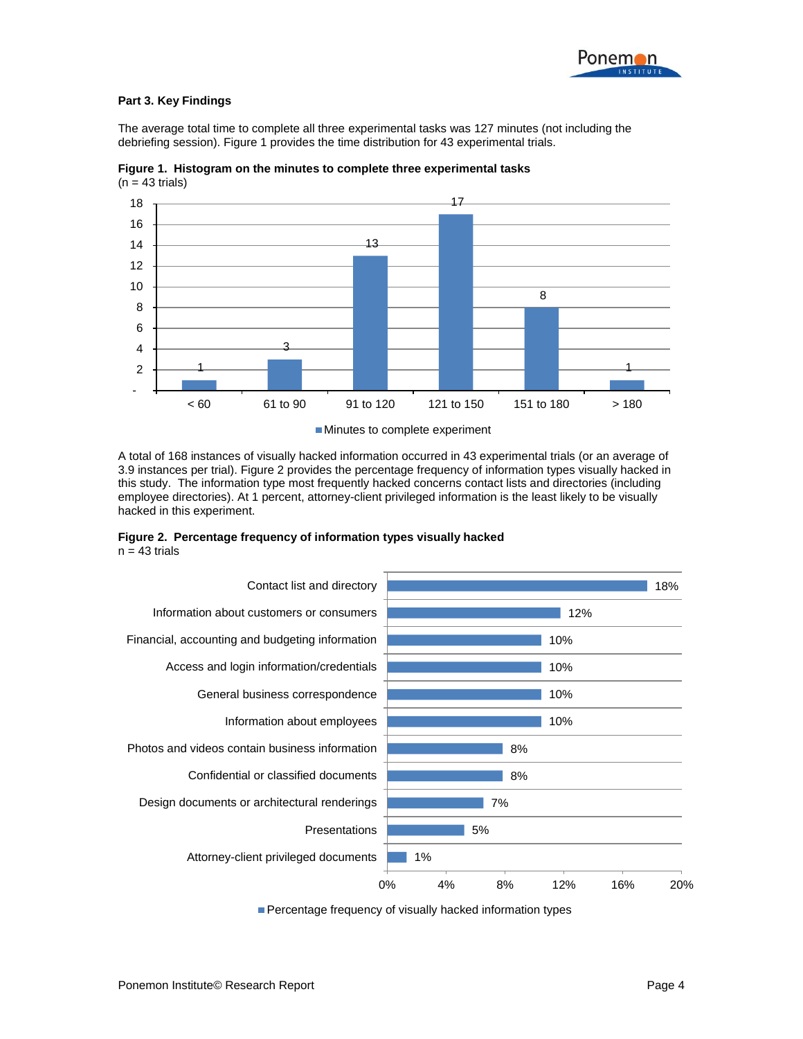## Part 3. Key Findings

The average total time to complete all three experimental tasks was 127 minutes (not including the debriefing session). Figure 1 provides the time distribution for 43 experimental trials.

**Figure 1. Histogram on the minutes to complete three experimental tasks**
(n = 43 trials)

| Minutes to complete experiment | Trials |
|---|---|
| < 60 | 1 |
| 61 to 90 | 3 |
| 91 to 120 | 13 |
| 121 to 150 | 17 |
| 151 to 180 | 8 |
| > 180 | 1 |

A total of 168 instances of visually hacked information occurred in 43 experimental trials (or an average of 3.9 instances per trial). Figure 2 provides the percentage frequency of information types visually hacked in this study. The information type most frequently hacked concerns contact lists and directories (including employee directories). At 1 percent, attorney-client privileged information is the least likely to be visually hacked in this experiment.

**Figure 2. Percentage frequency of information types visually hacked**
n = 43 trials

| Information type | Percentage frequency of visually hacked information types |
|---|---|
| Contact list and directory | 18% |
| Information about customers or consumers | 12% |
| Financial, accounting and budgeting information | 10% |
| Access and login information/credentials | 10% |
| General business correspondence | 10% |
| Information about employees | 10% |
| Photos and videos contain business information | 8% |
| Confidential or classified documents | 8% |
| Design documents or architectural renderings | 7% |
| Presentations | 5% |
| Attorney-client privileged documents | 1% |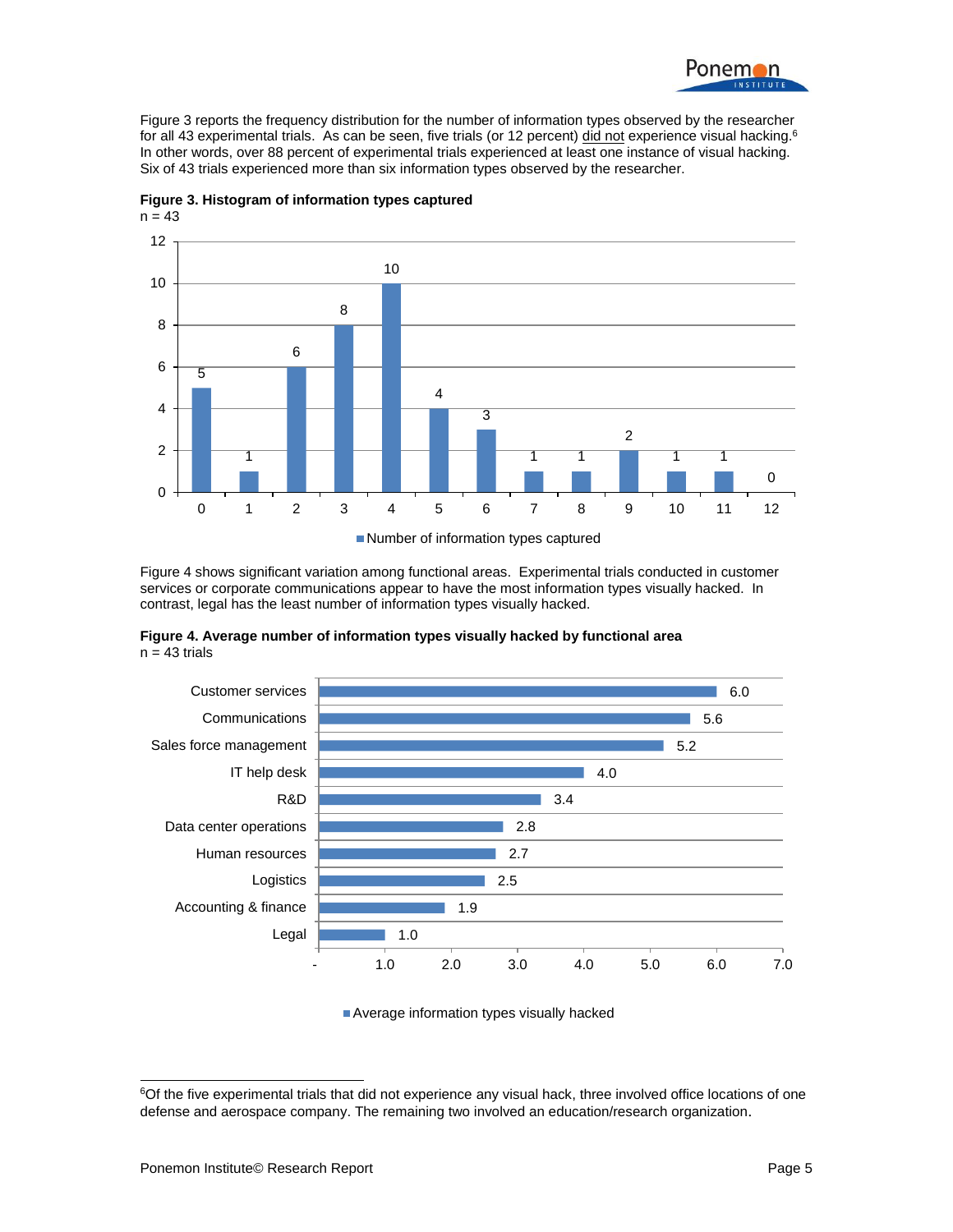Figure 3 reports the frequency distribution for the number of information types observed by the researcher for all 43 experimental trials. As can be seen, five trials (or 12 percent) did not experience visual hacking.[6] In other words, over 88 percent of experimental trials experienced at least one instance of visual hacking. Six of 43 trials experienced more than six information types observed by the researcher.

**Figure 3. Histogram of information types captured**
n = 43

| Number of information types captured | 0 | 1 | 2 | 3 | 4 | 5 | 6 | 7 | 8 | 9 | 10 | 11 | 12 |
|---|---|---|---|---|---|---|---|---|---|---|---|---|---|
| Trials | 5 | 1 | 6 | 8 | 10 | 4 | 3 | 1 | 1 | 2 | 1 | 1 | 0 |

Figure 4 shows significant variation among functional areas. Experimental trials conducted in customer services or corporate communications appear to have the most information types visually hacked. In contrast, legal has the least number of information types visually hacked.

**Figure 4. Average number of information types visually hacked by functional area**
n = 43 trials

| Functional area | Average information types visually hacked |
|---|---|
| Customer services | 6.0 |
| Communications | 5.6 |
| Sales force management | 5.2 |
| IT help desk | 4.0 |
| R&D | 3.4 |
| Data center operations | 2.8 |
| Human resources | 2.7 |
| Logistics | 2.5 |
| Accounting & finance | 1.9 |
| Legal | 1.0 |

[6] Of the five experimental trials that did not experience any visual hack, three involved office locations of one defense and aerospace company. The remaining two involved an education/research organization.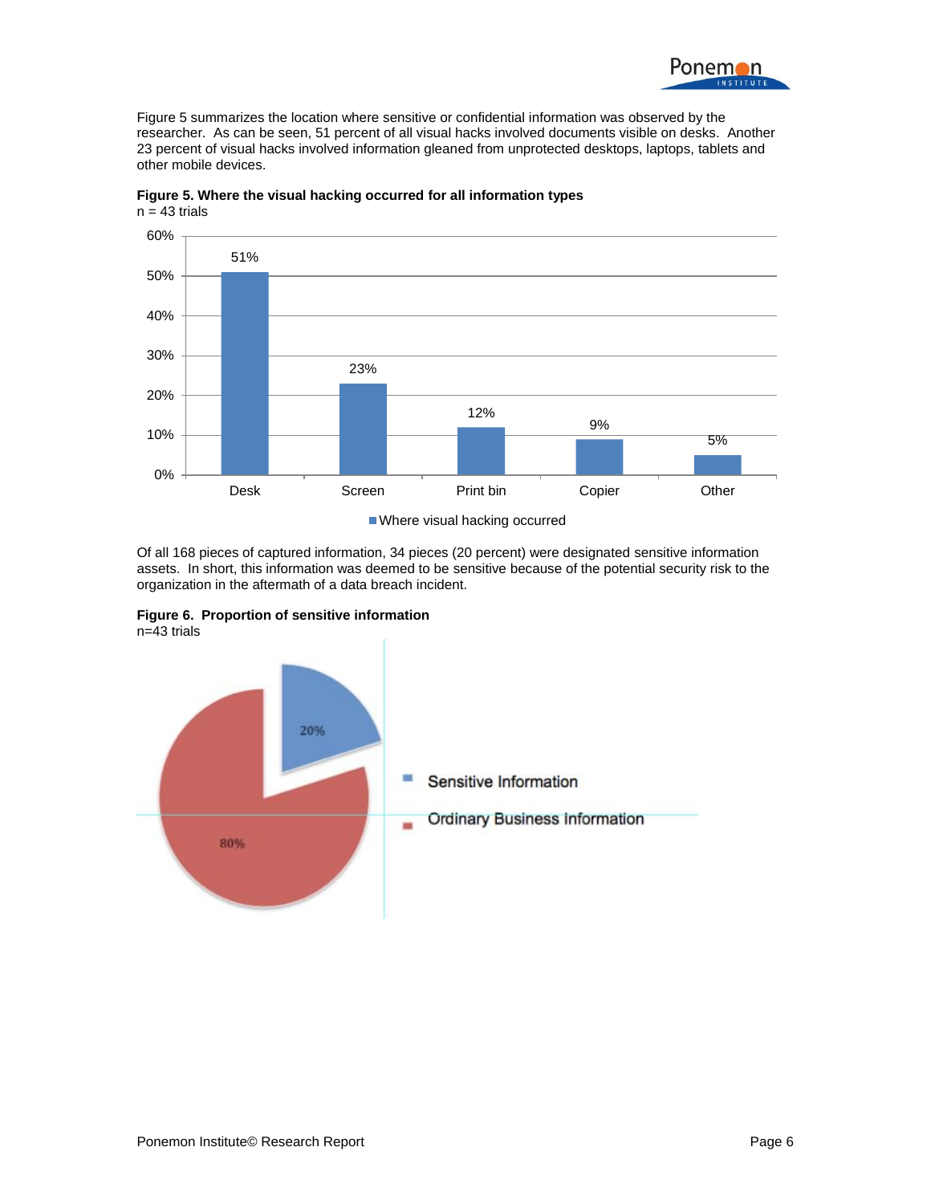Figure 5 summarizes the location where sensitive or confidential information was observed by the researcher. As can be seen, 51 percent of all visual hacks involved documents visible on desks. Another 23 percent of visual hacks involved information gleaned from unprotected desktops, laptops, tablets and other mobile devices.

**Figure 5. Where the visual hacking occurred for all information types**
n = 43 trials

| Where visual hacking occurred | Percent |
|---|---|
| Desk | 51% |
| Screen | 23% |
| Print bin | 12% |
| Copier | 9% |
| Other | 5% |

Of all 168 pieces of captured information, 34 pieces (20 percent) were designated sensitive information assets. In short, this information was deemed to be sensitive because of the potential security risk to the organization in the aftermath of a data breach incident.

**Figure 6. Proportion of sensitive information**
n=43 trials

| Information type | Percent |
|---|---|
| Sensitive Information | 20% |
| Ordinary Business Information | 80% |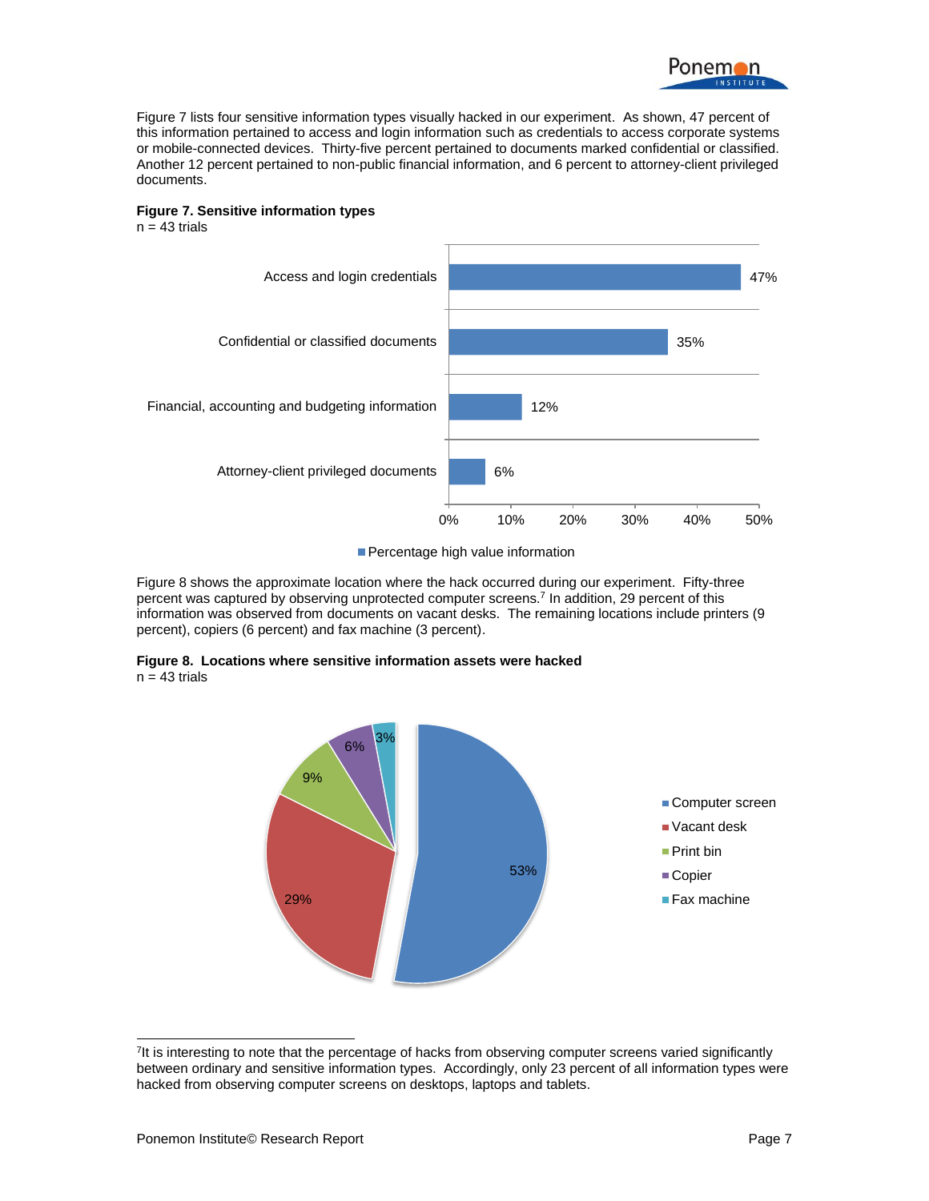Figure 7 lists four sensitive information types visually hacked in our experiment. As shown, 47 percent of this information pertained to access and login information such as credentials to access corporate systems or mobile-connected devices. Thirty-five percent pertained to documents marked confidential or classified. Another 12 percent pertained to non-public financial information, and 6 percent to attorney-client privileged documents.

**Figure 7. Sensitive information types**
n = 43 trials

| Information type | Percentage high value information |
|---|---|
| Access and login credentials | 47% |
| Confidential or classified documents | 35% |
| Financial, accounting and budgeting information | 12% |
| Attorney-client privileged documents | 6% |

Figure 8 shows the approximate location where the hack occurred during our experiment. Fifty-three percent was captured by observing unprotected computer screens.[7] In addition, 29 percent of this information was observed from documents on vacant desks. The remaining locations include printers (9 percent), copiers (6 percent) and fax machine (3 percent).

**Figure 8. Locations where sensitive information assets were hacked**
n = 43 trials

| Location | Percentage |
|---|---|
| Computer screen | 53% |
| Vacant desk | 29% |
| Print bin | 9% |
| Copier | 6% |
| Fax machine | 3% |

[7] It is interesting to note that the percentage of hacks from observing computer screens varied significantly between ordinary and sensitive information types. Accordingly, only 23 percent of all information types were hacked from observing computer screens on desktops, laptops and tablets.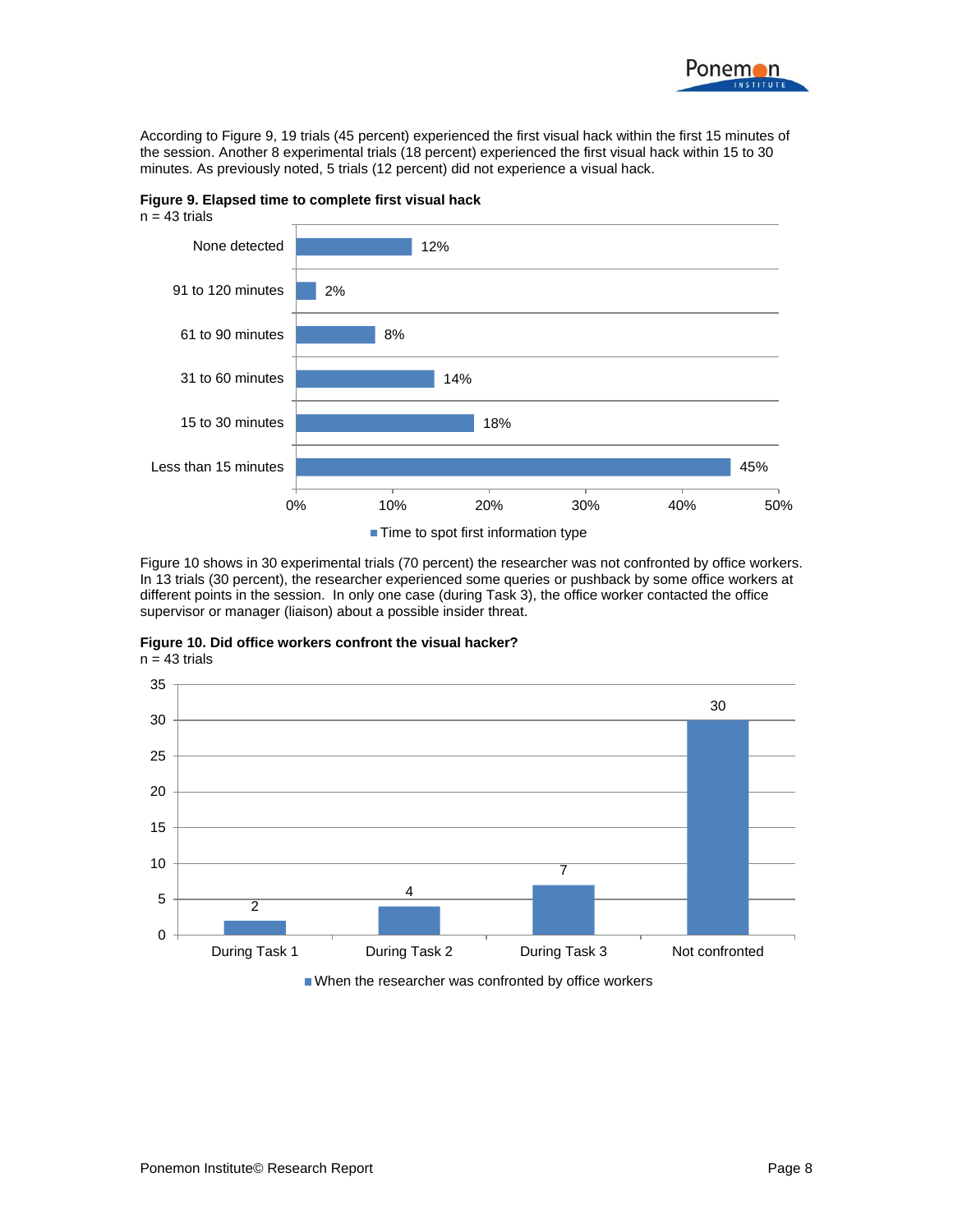According to Figure 9, 19 trials (45 percent) experienced the first visual hack within the first 15 minutes of the session. Another 8 experimental trials (18 percent) experienced the first visual hack within 15 to 30 minutes. As previously noted, 5 trials (12 percent) did not experience a visual hack.

**Figure 9. Elapsed time to complete first visual hack**
n = 43 trials

| Elapsed time | Time to spot first information type |
|---|---|
| None detected | 12% |
| 91 to 120 minutes | 2% |
| 61 to 90 minutes | 8% |
| 31 to 60 minutes | 14% |
| 15 to 30 minutes | 18% |
| Less than 15 minutes | 45% |

Figure 10 shows in 30 experimental trials (70 percent) the researcher was not confronted by office workers. In 13 trials (30 percent), the researcher experienced some queries or pushback by some office workers at different points in the session. In only one case (during Task 3), the office worker contacted the office supervisor or manager (liaison) about a possible insider threat.

**Figure 10. Did office workers confront the visual hacker?**
n = 43 trials

| | When the researcher was confronted by office workers |
|---|---|
| During Task 1 | 2 |
| During Task 2 | 4 |
| During Task 3 | 7 |
| Not confronted | 30 |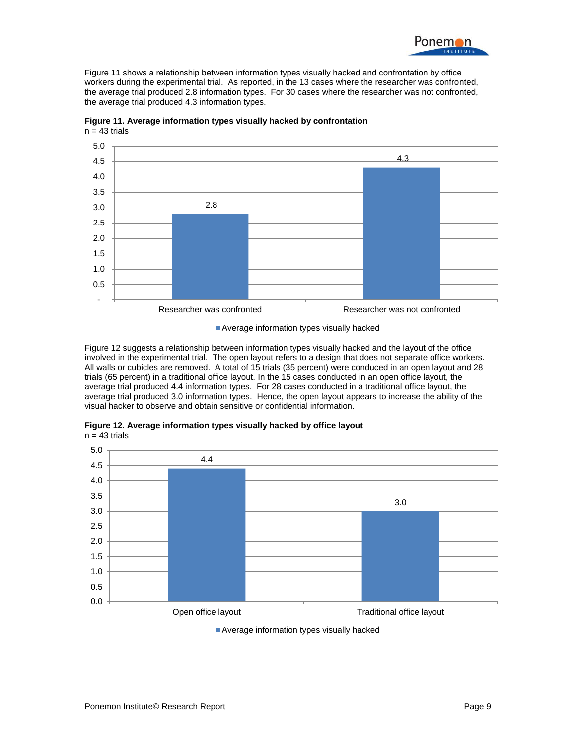Figure 11 shows a relationship between information types visually hacked and confrontation by office workers during the experimental trial. As reported, in the 13 cases where the researcher was confronted, the average trial produced 2.8 information types. For 30 cases where the researcher was not confronted, the average trial produced 4.3 information types.

**Figure 11. Average information types visually hacked by confrontation**
n = 43 trials

| | Average information types visually hacked |
|---|---|
| Researcher was confronted | 2.8 |
| Researcher was not confronted | 4.3 |

Figure 12 suggests a relationship between information types visually hacked and the layout of the office involved in the experimental trial. The open layout refers to a design that does not separate office workers. All walls or cubicles are removed. A total of 15 trials (35 percent) were conduced in an open layout and 28 trials (65 percent) in a traditional office layout. In the 15 cases conducted in an open office layout, the average trial produced 4.4 information types. For 28 cases conducted in a traditional office layout, the average trial produced 3.0 information types. Hence, the open layout appears to increase the ability of the visual hacker to observe and obtain sensitive or confidential information.

**Figure 12. Average information types visually hacked by office layout**
n = 43 trials

| | Average information types visually hacked |
|---|---|
| Open office layout | 4.4 |
| Traditional office layout | 3.0 |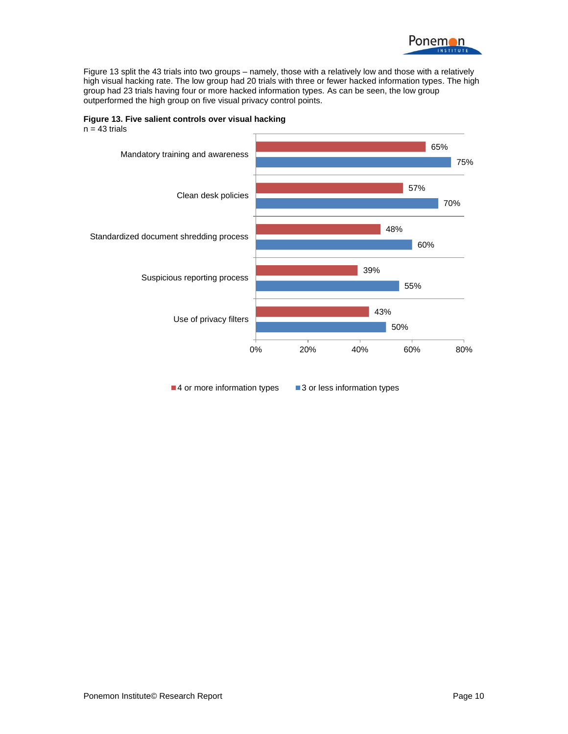Figure 13 split the 43 trials into two groups – namely, those with a relatively low and those with a relatively high visual hacking rate. The low group had 20 trials with three or fewer hacked information types. The high group had 23 trials having four or more hacked information types. As can be seen, the low group outperformed the high group on five visual privacy control points.

**Figure 13. Five salient controls over visual hacking**
n = 43 trials

| Control | 4 or more information types | 3 or less information types |
|---|---|---|
| Mandatory training and awareness | 65% | 75% |
| Clean desk policies | 57% | 70% |
| Standardized document shredding process | 48% | 60% |
| Suspicious reporting process | 39% | 55% |
| Use of privacy filters | 43% | 50% |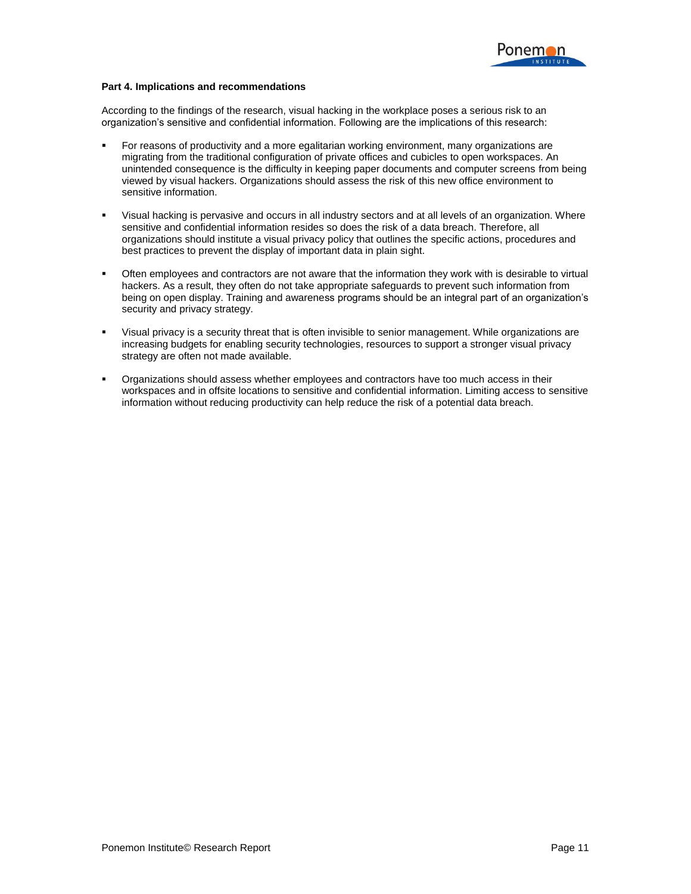**Part 4. Implications and recommendations**

According to the findings of the research, visual hacking in the workplace poses a serious risk to an organization's sensitive and confidential information. Following are the implications of this research:

- For reasons of productivity and a more egalitarian working environment, many organizations are migrating from the traditional configuration of private offices and cubicles to open workspaces. An unintended consequence is the difficulty in keeping paper documents and computer screens from being viewed by visual hackers. Organizations should assess the risk of this new office environment to sensitive information.

- Visual hacking is pervasive and occurs in all industry sectors and at all levels of an organization. Where sensitive and confidential information resides so does the risk of a data breach. Therefore, all organizations should institute a visual privacy policy that outlines the specific actions, procedures and best practices to prevent the display of important data in plain sight.

- Often employees and contractors are not aware that the information they work with is desirable to virtual hackers. As a result, they often do not take appropriate safeguards to prevent such information from being on open display. Training and awareness programs should be an integral part of an organization's security and privacy strategy.

- Visual privacy is a security threat that is often invisible to senior management. While organizations are increasing budgets for enabling security technologies, resources to support a stronger visual privacy strategy are often not made available.

- Organizations should assess whether employees and contractors have too much access in their workspaces and in offsite locations to sensitive and confidential information. Limiting access to sensitive information without reducing productivity can help reduce the risk of a potential data breach.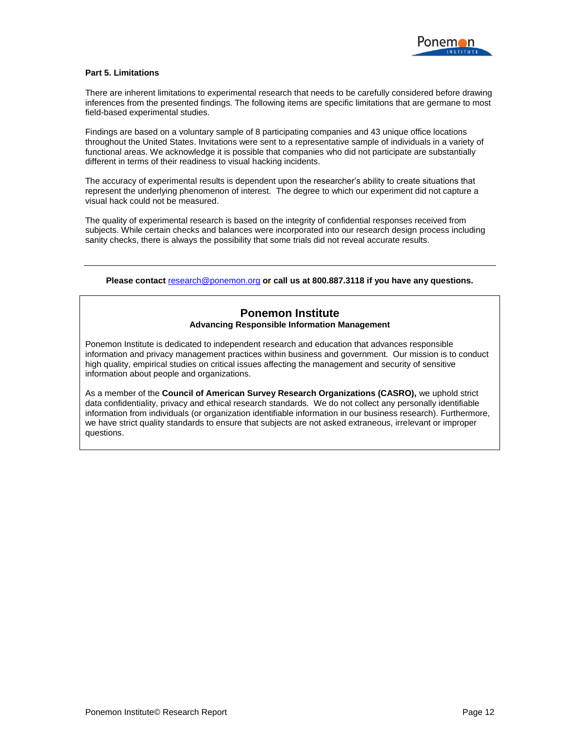**Part 5. Limitations**

There are inherent limitations to experimental research that needs to be carefully considered before drawing inferences from the presented findings. The following items are specific limitations that are germane to most field-based experimental studies.

Findings are based on a voluntary sample of 8 participating companies and 43 unique office locations throughout the United States. Invitations were sent to a representative sample of individuals in a variety of functional areas. We acknowledge it is possible that companies who did not participate are substantially different in terms of their readiness to visual hacking incidents.

The accuracy of experimental results is dependent upon the researcher's ability to create situations that represent the underlying phenomenon of interest. The degree to which our experiment did not capture a visual hack could not be measured.

The quality of experimental research is based on the integrity of confidential responses received from subjects. While certain checks and balances were incorporated into our research design process including sanity checks, there is always the possibility that some trials did not reveal accurate results.

---

**Please contact research@ponemon.org or call us at 800.887.3118 if you have any questions.**

## Ponemon Institute

**Advancing Responsible Information Management**

Ponemon Institute is dedicated to independent research and education that advances responsible information and privacy management practices within business and government. Our mission is to conduct high quality, empirical studies on critical issues affecting the management and security of sensitive information about people and organizations.

As a member of the **Council of American Survey Research Organizations (CASRO),** we uphold strict data confidentiality, privacy and ethical research standards. We do not collect any personally identifiable information from individuals (or organization identifiable information in our business research). Furthermore, we have strict quality standards to ensure that subjects are not asked extraneous, irrelevant or improper questions.